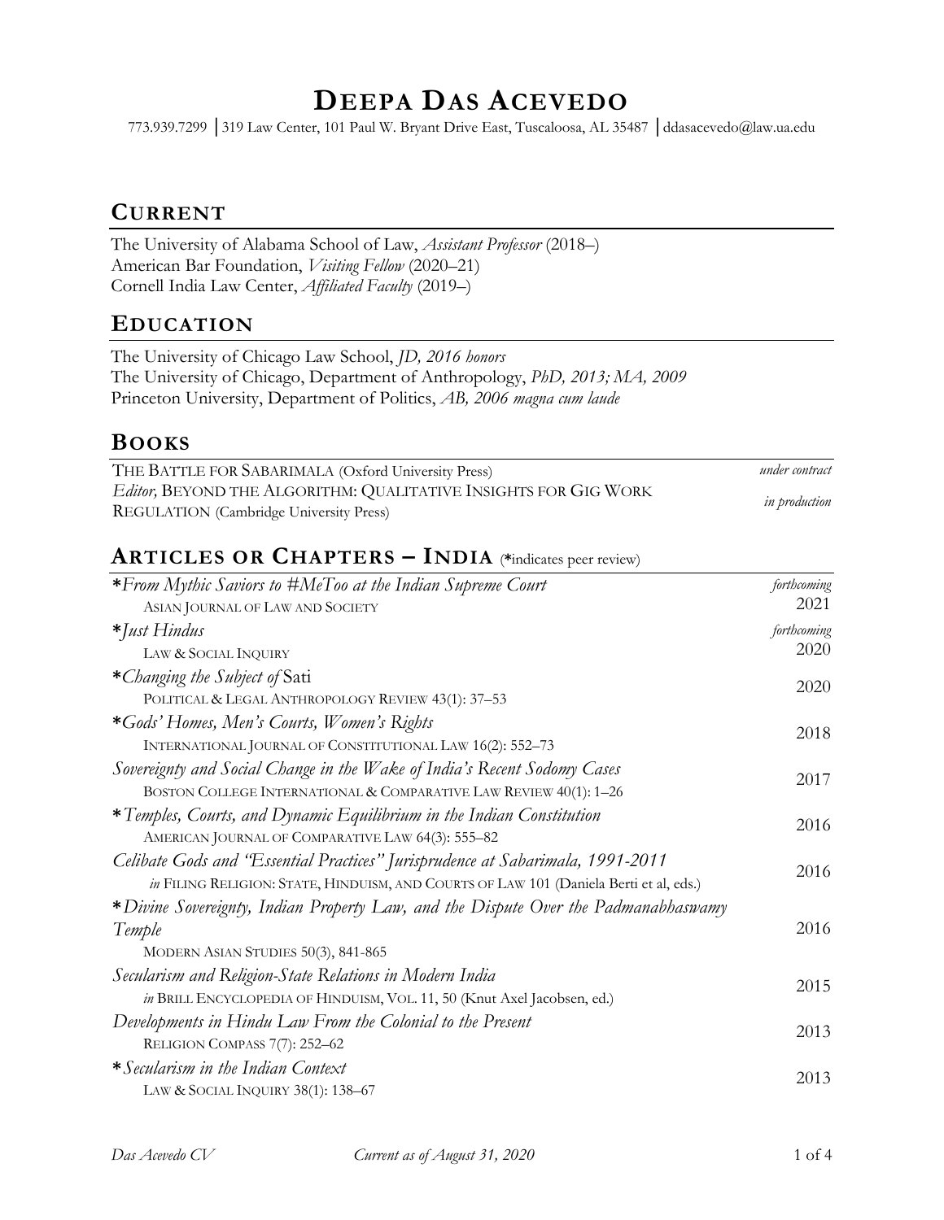# DEEPA DAS ACEVEDO

773.939.7299 │319 Law Center, 101 Paul W. Bryant Drive East, Tuscaloosa, AL 35487 │ddasacevedo@law.ua.edu

## CURRENT

The University of Alabama School of Law, *Assistant Professor* (2018–)
American Bar Foundation, *Visiting Fellow* (2020–21)
Cornell India Law Center, *Affiliated Faculty* (2019–)

## EDUCATION

The University of Chicago Law School, *JD, 2016 honors*
The University of Chicago, Department of Anthropology, *PhD, 2013; MA, 2009*
Princeton University, Department of Politics, *AB, 2006 magna cum laude*

## BOOKS

THE BATTLE FOR SABARIMALA (Oxford University Press) — *under contract*

*Editor,* BEYOND THE ALGORITHM: QUALITATIVE INSIGHTS FOR GIG WORK REGULATION (Cambridge University Press) — *in production*

## ARTICLES OR CHAPTERS – INDIA (*indicates peer review)

*\*From Mythic Saviors to #MeToo at the Indian Supreme Court*
ASIAN JOURNAL OF LAW AND SOCIETY — *forthcoming* 2021

*\*Just Hindus*
LAW & SOCIAL INQUIRY — *forthcoming* 2020

*\*Changing the Subject of* Sati
POLITICAL & LEGAL ANTHROPOLOGY REVIEW 43(1): 37–53 — 2020

*\*Gods' Homes, Men's Courts, Women's Rights*
INTERNATIONAL JOURNAL OF CONSTITUTIONAL LAW 16(2): 552–73 — 2018

*Sovereignty and Social Change in the Wake of India's Recent Sodomy Cases*
BOSTON COLLEGE INTERNATIONAL & COMPARATIVE LAW REVIEW 40(1): 1–26 — 2017

*\*Temples, Courts, and Dynamic Equilibrium in the Indian Constitution*
AMERICAN JOURNAL OF COMPARATIVE LAW 64(3): 555–82 — 2016

*Celibate Gods and "Essential Practices" Jurisprudence at Sabarimala, 1991-2011*
*in* FILING RELIGION: STATE, HINDUISM, AND COURTS OF LAW 101 (Daniela Berti et al, eds.) — 2016

*\*Divine Sovereignty, Indian Property Law, and the Dispute Over the Padmanabhaswamy Temple*
MODERN ASIAN STUDIES 50(3), 841-865 — 2016

*Secularism and Religion-State Relations in Modern India*
*in* BRILL ENCYCLOPEDIA OF HINDUISM, VOL. 11, 50 (Knut Axel Jacobsen, ed.) — 2015

*Developments in Hindu Law From the Colonial to the Present*
RELIGION COMPASS 7(7): 252–62 — 2013

*\*Secularism in the Indian Context*
LAW & SOCIAL INQUIRY 38(1): 138–67 — 2013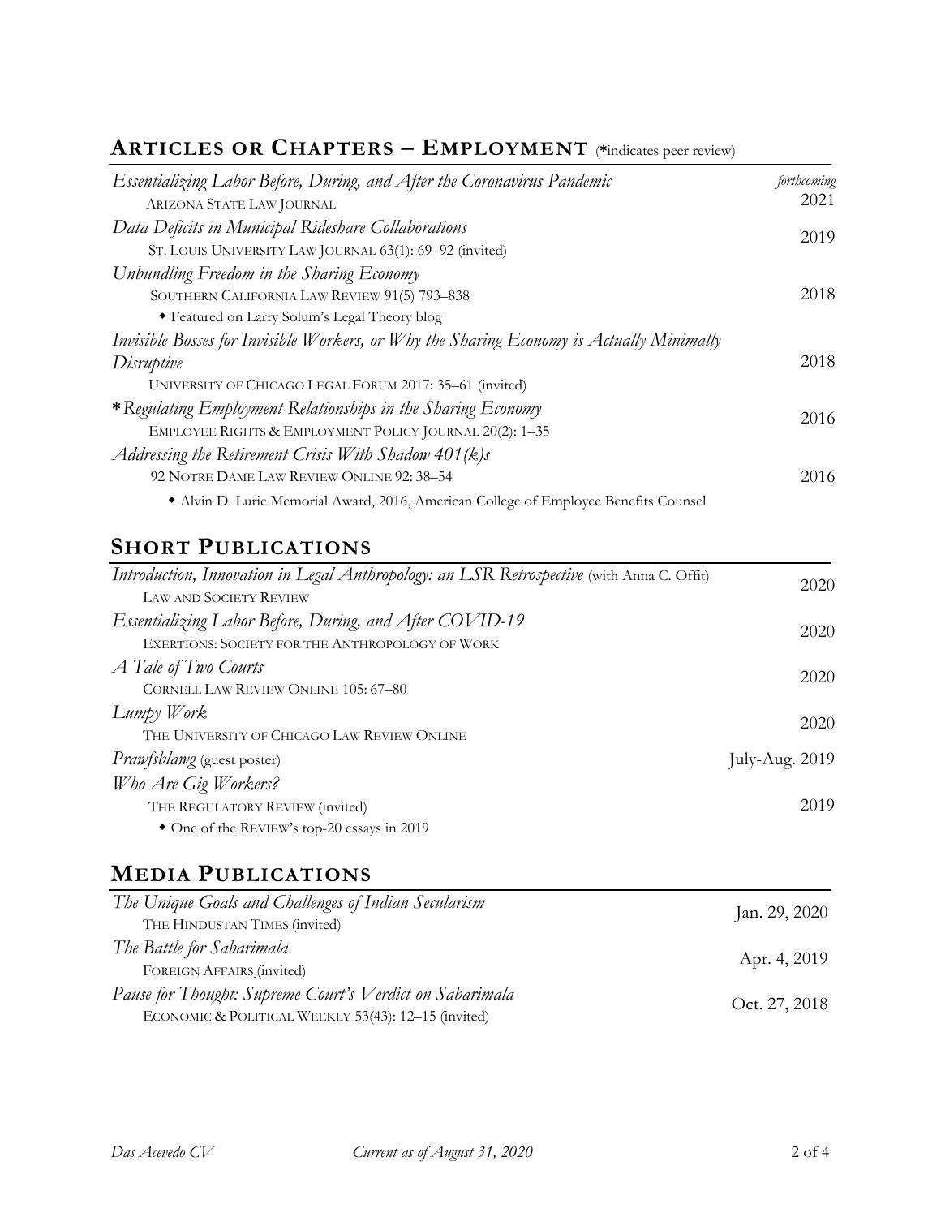## ARTICLES OR CHAPTERS – EMPLOYMENT (*indicates peer review)

*Essentializing Labor Before, During, and After the Coronavirus Pandemic* — *forthcoming* 2021
ARIZONA STATE LAW JOURNAL

*Data Deficits in Municipal Rideshare Collaborations* — 2019
ST. LOUIS UNIVERSITY LAW JOURNAL 63(1): 69–92 (invited)

*Unbundling Freedom in the Sharing Economy* — 2018
SOUTHERN CALIFORNIA LAW REVIEW 91(5) 793–838
- Featured on Larry Solum's Legal Theory blog

*Invisible Bosses for Invisible Workers, or Why the Sharing Economy is Actually Minimally Disruptive* — 2018
UNIVERSITY OF CHICAGO LEGAL FORUM 2017: 35–61 (invited)

**Regulating Employment Relationships in the Sharing Economy* — 2016
EMPLOYEE RIGHTS & EMPLOYMENT POLICY JOURNAL 20(2): 1–35

*Addressing the Retirement Crisis With Shadow 401(k)s* — 2016
92 NOTRE DAME LAW REVIEW ONLINE 92: 38–54
- Alvin D. Lurie Memorial Award, 2016, American College of Employee Benefits Counsel

## SHORT PUBLICATIONS

*Introduction, Innovation in Legal Anthropology: an LSR Retrospective* (with Anna C. Offit) — 2020
LAW AND SOCIETY REVIEW

*Essentializing Labor Before, During, and After COVID-19* — 2020
EXERTIONS: SOCIETY FOR THE ANTHROPOLOGY OF WORK

*A Tale of Two Courts* — 2020
CORNELL LAW REVIEW ONLINE 105: 67–80

*Lumpy Work* — 2020
THE UNIVERSITY OF CHICAGO LAW REVIEW ONLINE

*Prawfsblawg* (guest poster) — July-Aug. 2019

*Who Are Gig Workers?* — 2019
THE REGULATORY REVIEW (invited)
- One of the REVIEW's top-20 essays in 2019

## MEDIA PUBLICATIONS

*The Unique Goals and Challenges of Indian Secularism* — Jan. 29, 2020
THE HINDUSTAN TIMES (invited)

*The Battle for Sabarimala* — Apr. 4, 2019
FOREIGN AFFAIRS (invited)

*Pause for Thought: Supreme Court's Verdict on Sabarimala* — Oct. 27, 2018
ECONOMIC & POLITICAL WEEKLY 53(43): 12–15 (invited)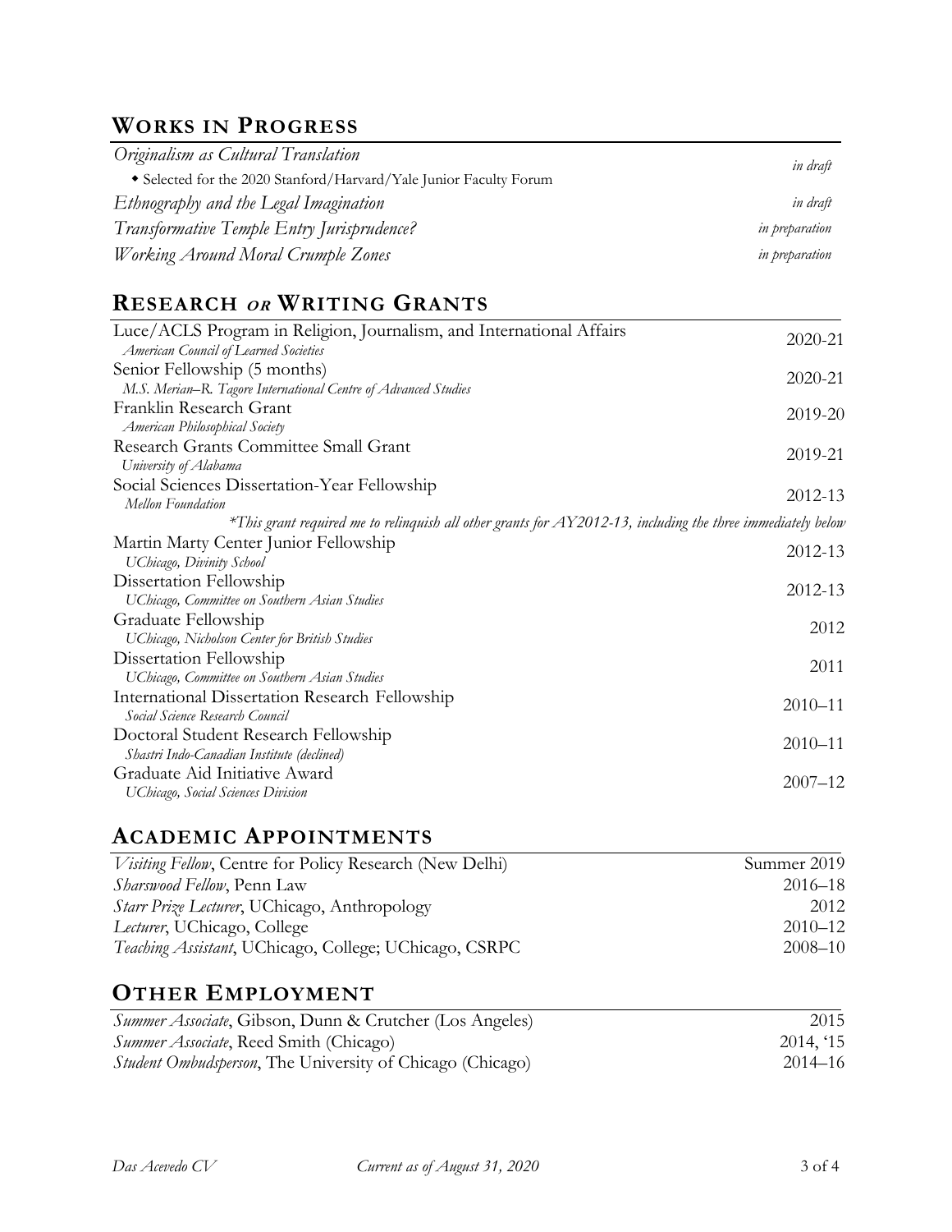## WORKS IN PROGRESS

| | |
|---|---|
| *Originalism as Cultural Translation* <br> • Selected for the 2020 Stanford/Harvard/Yale Junior Faculty Forum | *in draft* |
| *Ethnography and the Legal Imagination* | *in draft* |
| *Transformative Temple Entry Jurisprudence?* | *in preparation* |
| *Working Around Moral Crumple Zones* | *in preparation* |

## RESEARCH *OR* WRITING GRANTS

| | |
|---|---|
| Luce/ACLS Program in Religion, Journalism, and International Affairs <br> *American Council of Learned Societies* | 2020-21 |
| Senior Fellowship (5 months) <br> *M.S. Merian–R. Tagore International Centre of Advanced Studies* | 2020-21 |
| Franklin Research Grant <br> *American Philosophical Society* | 2019-20 |
| Research Grants Committee Small Grant <br> *University of Alabama* | 2019-21 |
| Social Sciences Dissertation-Year Fellowship <br> *Mellon Foundation* | 2012-13 |

*\*This grant required me to relinquish all other grants for AY2012-13, including the three immediately below*

| | |
|---|---|
| Martin Marty Center Junior Fellowship <br> *UChicago, Divinity School* | 2012-13 |
| Dissertation Fellowship <br> *UChicago, Committee on Southern Asian Studies* | 2012-13 |
| Graduate Fellowship <br> *UChicago, Nicholson Center for British Studies* | 2012 |
| Dissertation Fellowship <br> *UChicago, Committee on Southern Asian Studies* | 2011 |
| International Dissertation Research Fellowship <br> *Social Science Research Council* | 2010–11 |
| Doctoral Student Research Fellowship <br> *Shastri Indo-Canadian Institute (declined)* | 2010–11 |
| Graduate Aid Initiative Award <br> *UChicago, Social Sciences Division* | 2007–12 |

## ACADEMIC APPOINTMENTS

| | |
|---|---|
| *Visiting Fellow*, Centre for Policy Research (New Delhi) | Summer 2019 |
| *Sharswood Fellow*, Penn Law | 2016–18 |
| *Starr Prize Lecturer*, UChicago, Anthropology | 2012 |
| *Lecturer*, UChicago, College | 2010–12 |
| *Teaching Assistant*, UChicago, College; UChicago, CSRPC | 2008–10 |

## OTHER EMPLOYMENT

| | |
|---|---|
| *Summer Associate*, Gibson, Dunn & Crutcher (Los Angeles) | 2015 |
| *Summer Associate*, Reed Smith (Chicago) | 2014, '15 |
| *Student Ombudsperson*, The University of Chicago (Chicago) | 2014–16 |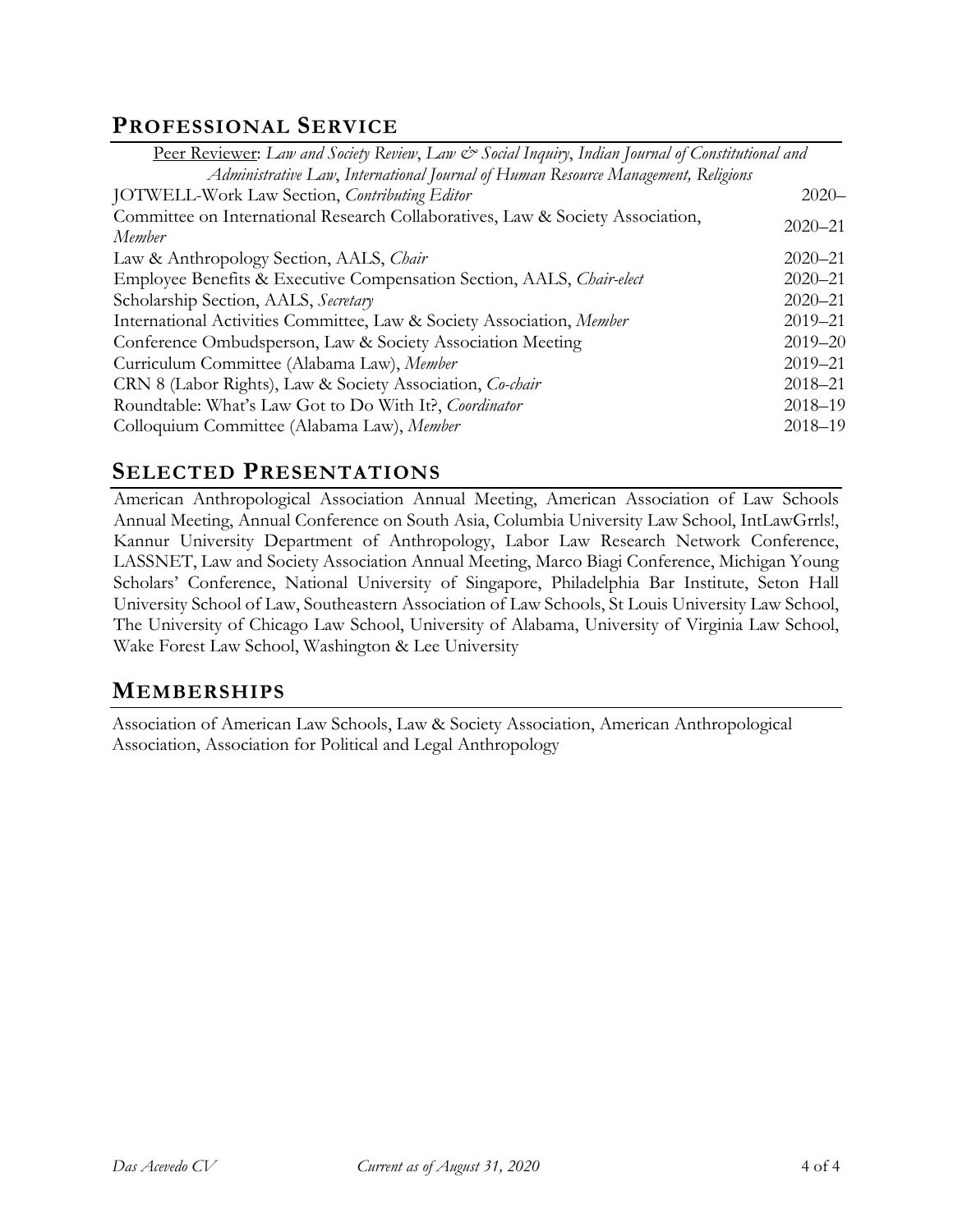## Professional Service

Peer Reviewer: *Law and Society Review*, *Law & Social Inquiry*, *Indian Journal of Constitutional and Administrative Law*, *International Journal of Human Resource Management, Religions*

| | |
|---|---|
| JOTWELL-Work Law Section, *Contributing Editor* | 2020– |
| Committee on International Research Collaboratives, Law & Society Association, *Member* | 2020–21 |
| Law & Anthropology Section, AALS, *Chair* | 2020–21 |
| Employee Benefits & Executive Compensation Section, AALS, *Chair-elect* | 2020–21 |
| Scholarship Section, AALS, *Secretary* | 2020–21 |
| International Activities Committee, Law & Society Association, *Member* | 2019–21 |
| Conference Ombudsperson, Law & Society Association Meeting | 2019–20 |
| Curriculum Committee (Alabama Law), *Member* | 2019–21 |
| CRN 8 (Labor Rights), Law & Society Association, *Co-chair* | 2018–21 |
| Roundtable: What's Law Got to Do With It?, *Coordinator* | 2018–19 |
| Colloquium Committee (Alabama Law), *Member* | 2018–19 |

## Selected Presentations

American Anthropological Association Annual Meeting, American Association of Law Schools Annual Meeting, Annual Conference on South Asia, Columbia University Law School, IntLawGrrls!, Kannur University Department of Anthropology, Labor Law Research Network Conference, LASSNET, Law and Society Association Annual Meeting, Marco Biagi Conference, Michigan Young Scholars' Conference, National University of Singapore, Philadelphia Bar Institute, Seton Hall University School of Law, Southeastern Association of Law Schools, St Louis University Law School, The University of Chicago Law School, University of Alabama, University of Virginia Law School, Wake Forest Law School, Washington & Lee University

## Memberships

Association of American Law Schools, Law & Society Association, American Anthropological Association, Association for Political and Legal Anthropology